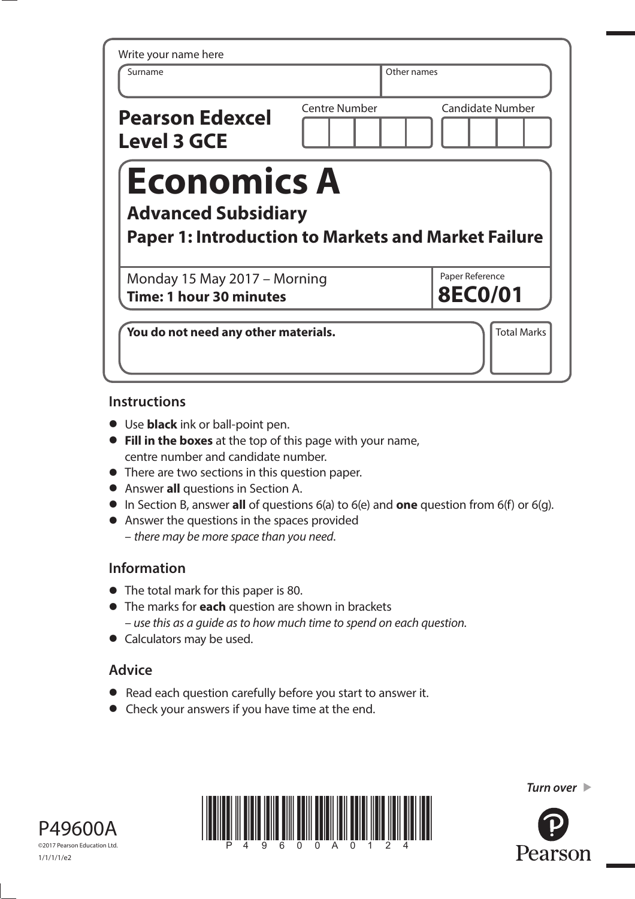Write your name here

| Surname | Other names |
| --- | --- |
| | |

**Pearson Edexcel Level 3 GCE**

Centre Number

Candidate Number

# Economics A

## Advanced Subsidiary

## Paper 1: Introduction to Markets and Market Failure

Monday 15 May 2017 – Morning
**Time: 1 hour 30 minutes**

Paper Reference
**8EC0/01**

**You do not need any other materials.**

Total Marks

## Instructions

- Use **black** ink or ball-point pen.
- **Fill in the boxes** at the top of this page with your name, centre number and candidate number.
- There are two sections in this question paper.
- Answer **all** questions in Section A.
- In Section B, answer **all** of questions 6(a) to 6(e) and **one** question from 6(f) or 6(g).
- Answer the questions in the spaces provided
  – *there may be more space than you need.*

## Information

- The total mark for this paper is 80.
- The marks for **each** question are shown in brackets
  – *use this as a guide as to how much time to spend on each question.*
- Calculators may be used.

## Advice

- Read each question carefully before you start to answer it.
- Check your answers if you have time at the end.

*Turn over* ▶

P49600A
©2017 Pearson Education Ltd.
1/1/1/1/e2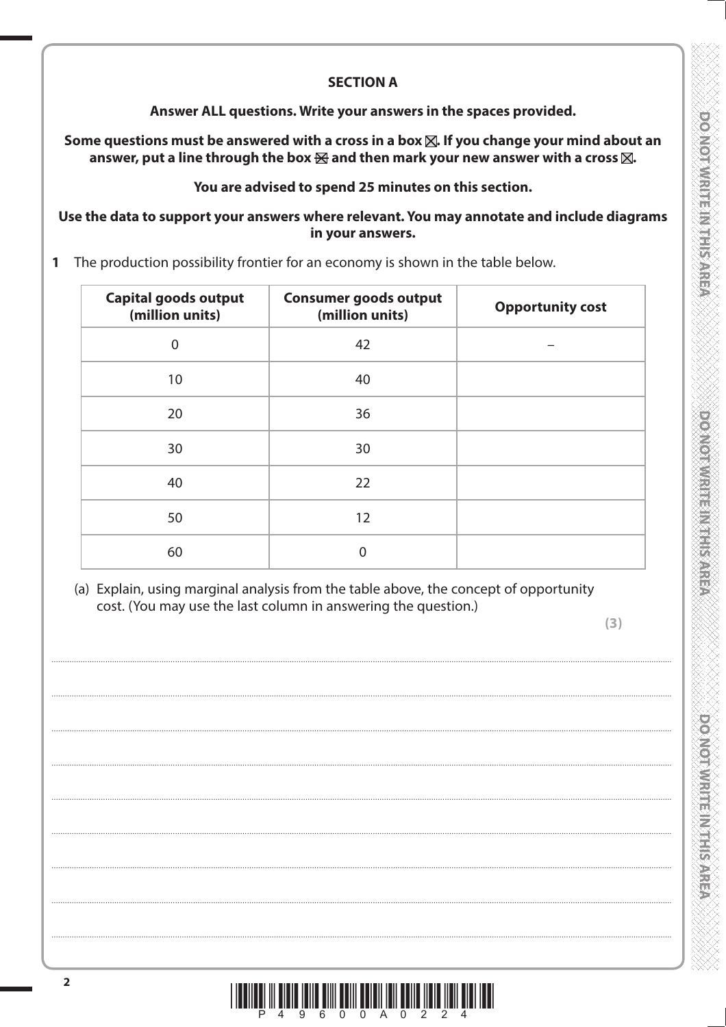## SECTION A

**Answer ALL questions. Write your answers in the spaces provided.**

**Some questions must be answered with a cross in a box ☒. If you change your mind about an answer, put a line through the box ☒ and then mark your new answer with a cross ☒.**

**You are advised to spend 25 minutes on this section.**

**Use the data to support your answers where relevant. You may annotate and include diagrams in your answers.**

**1** The production possibility frontier for an economy is shown in the table below.

| Capital goods output (million units) | Consumer goods output (million units) | Opportunity cost |
|---|---|---|
| 0 | 42 | – |
| 10 | 40 | |
| 20 | 36 | |
| 30 | 30 | |
| 40 | 22 | |
| 50 | 12 | |
| 60 | 0 | |

(a) Explain, using marginal analysis from the table above, the concept of opportunity cost. (You may use the last column in answering the question.)

**(3)**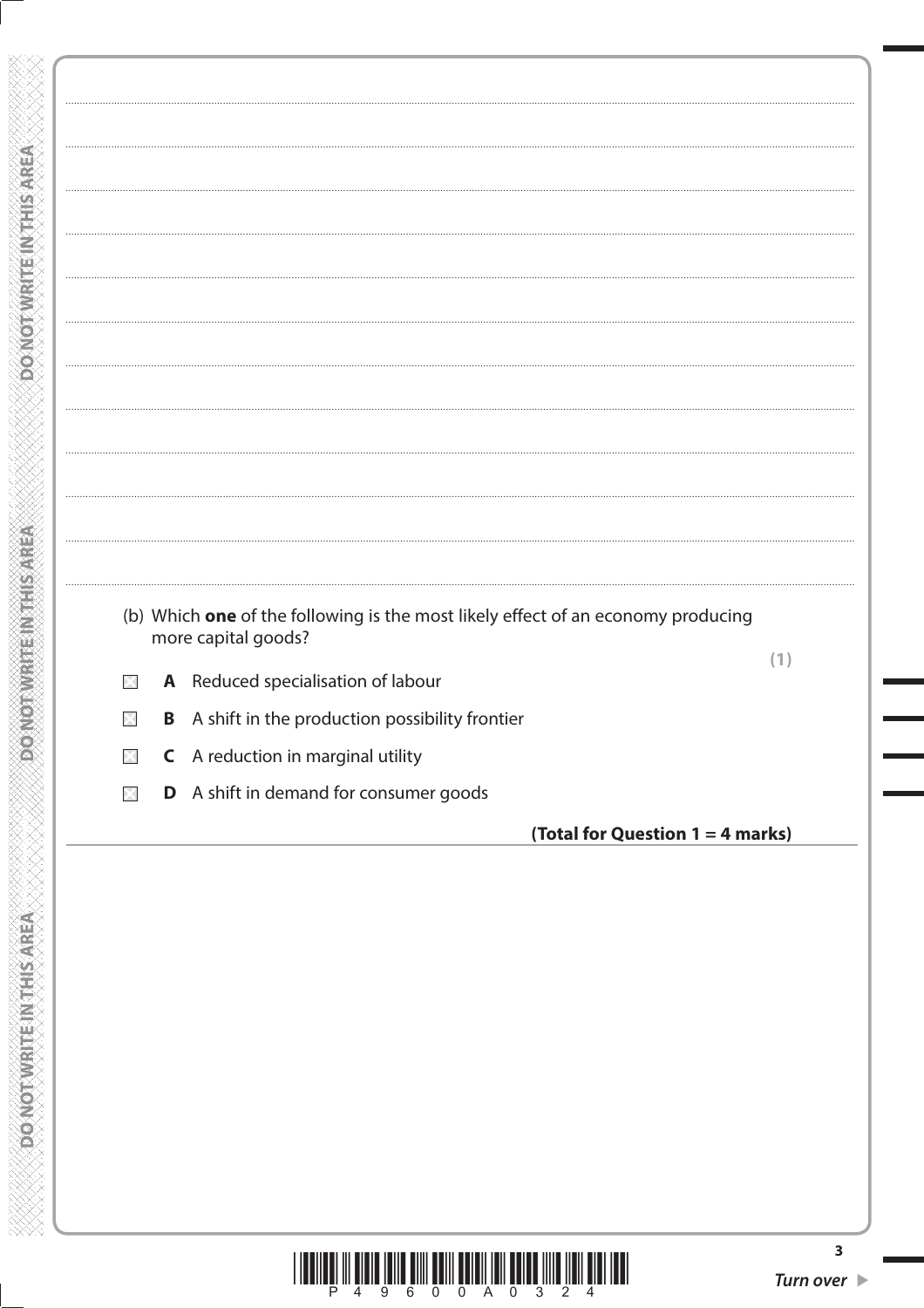(b) Which **one** of the following is the most likely effect of an economy producing more capital goods?

**(1)**

- **A** Reduced specialisation of labour
- **B** A shift in the production possibility frontier
- **C** A reduction in marginal utility
- **D** A shift in demand for consumer goods

**(Total for Question 1 = 4 marks)**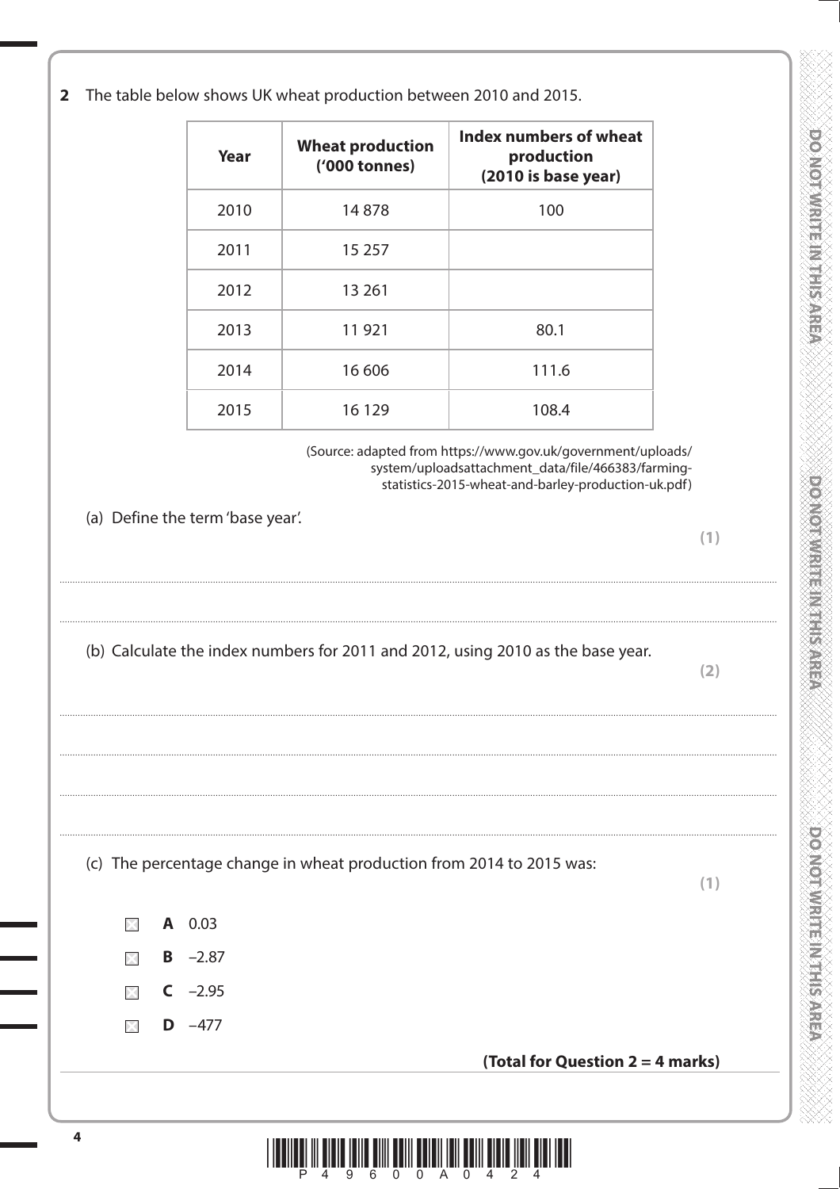**2** The table below shows UK wheat production between 2010 and 2015.

| Year | Wheat production ('000 tonnes) | Index numbers of wheat production (2010 is base year) |
|---|---|---|
| 2010 | 14 878 | 100 |
| 2011 | 15 257 | |
| 2012 | 13 261 | |
| 2013 | 11 921 | 80.1 |
| 2014 | 16 606 | 111.6 |
| 2015 | 16 129 | 108.4 |

(Source: adapted from https://www.gov.uk/government/uploads/system/uploadsattachment_data/file/466383/farming-statistics-2015-wheat-and-barley-production-uk.pdf)

(a) Define the term 'base year'.

**(1)**

..................................................................................................................................................................................................................

..................................................................................................................................................................................................................

(b) Calculate the index numbers for 2011 and 2012, using 2010 as the base year.

**(2)**

..................................................................................................................................................................................................................

..................................................................................................................................................................................................................

..................................................................................................................................................................................................................

..................................................................................................................................................................................................................

(c) The percentage change in wheat production from 2014 to 2015 was:

**(1)**

- **A** 0.03
- **B** –2.87
- **C** –2.95
- **D** –477

**(Total for Question 2 = 4 marks)**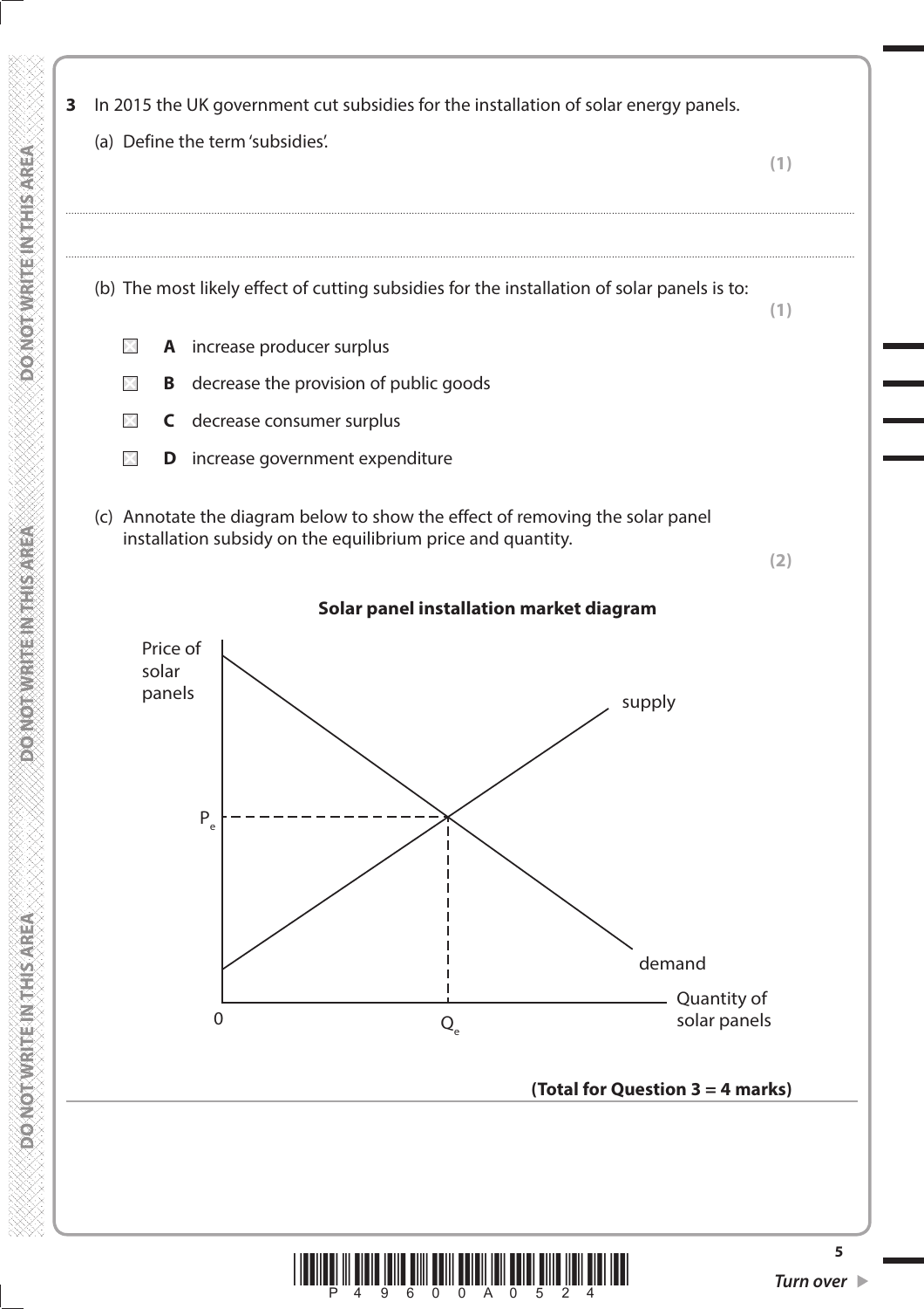**3** In 2015 the UK government cut subsidies for the installation of solar energy panels.

(a) Define the term 'subsidies'.

**(1)**

..........................................................................................................................................................................................................

..........................................................................................................................................................................................................

(b) The most likely effect of cutting subsidies for the installation of solar panels is to:

**(1)**

- **A** increase producer surplus
- **B** decrease the provision of public goods
- **C** decrease consumer surplus
- **D** increase government expenditure

(c) Annotate the diagram below to show the effect of removing the solar panel installation subsidy on the equilibrium price and quantity.

**(2)**

**Solar panel installation market diagram**

Price of solar panels

supply

$P_e$

demand

Quantity of solar panels

0

$Q_e$

**(Total for Question 3 = 4 marks)**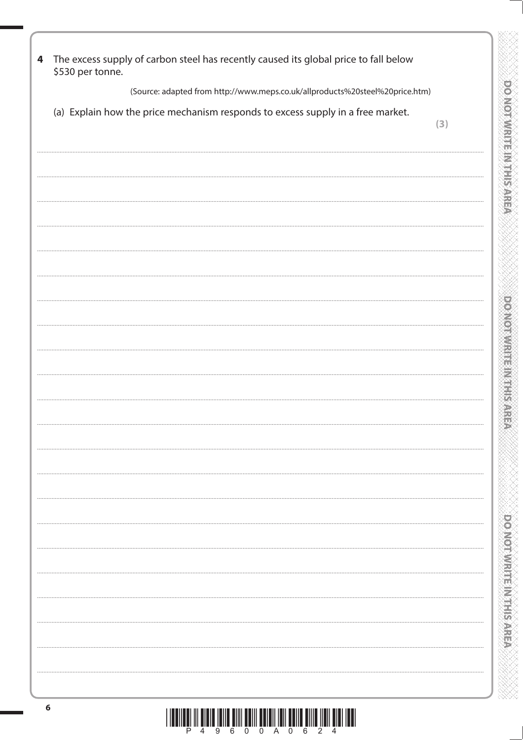**4** The excess supply of carbon steel has recently caused its global price to fall below $530 per tonne.

(Source: adapted from http://www.meps.co.uk/allproducts%20steel%20price.htm)

(a) Explain how the price mechanism responds to excess supply in a free market.

**(3)**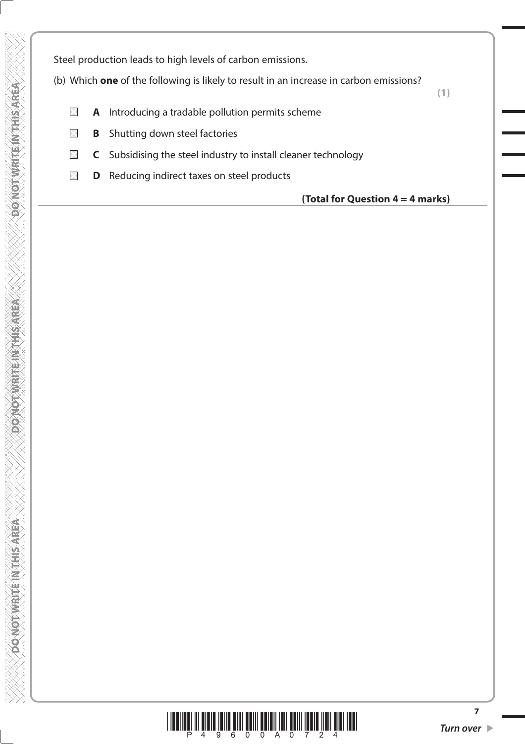Steel production leads to high levels of carbon emissions.

(b) Which **one** of the following is likely to result in an increase in carbon emissions?

**(1)**

- **A** Introducing a tradable pollution permits scheme
- **B** Shutting down steel factories
- **C** Subsidising the steel industry to install cleaner technology
- **D** Reducing indirect taxes on steel products

**(Total for Question 4 = 4 marks)**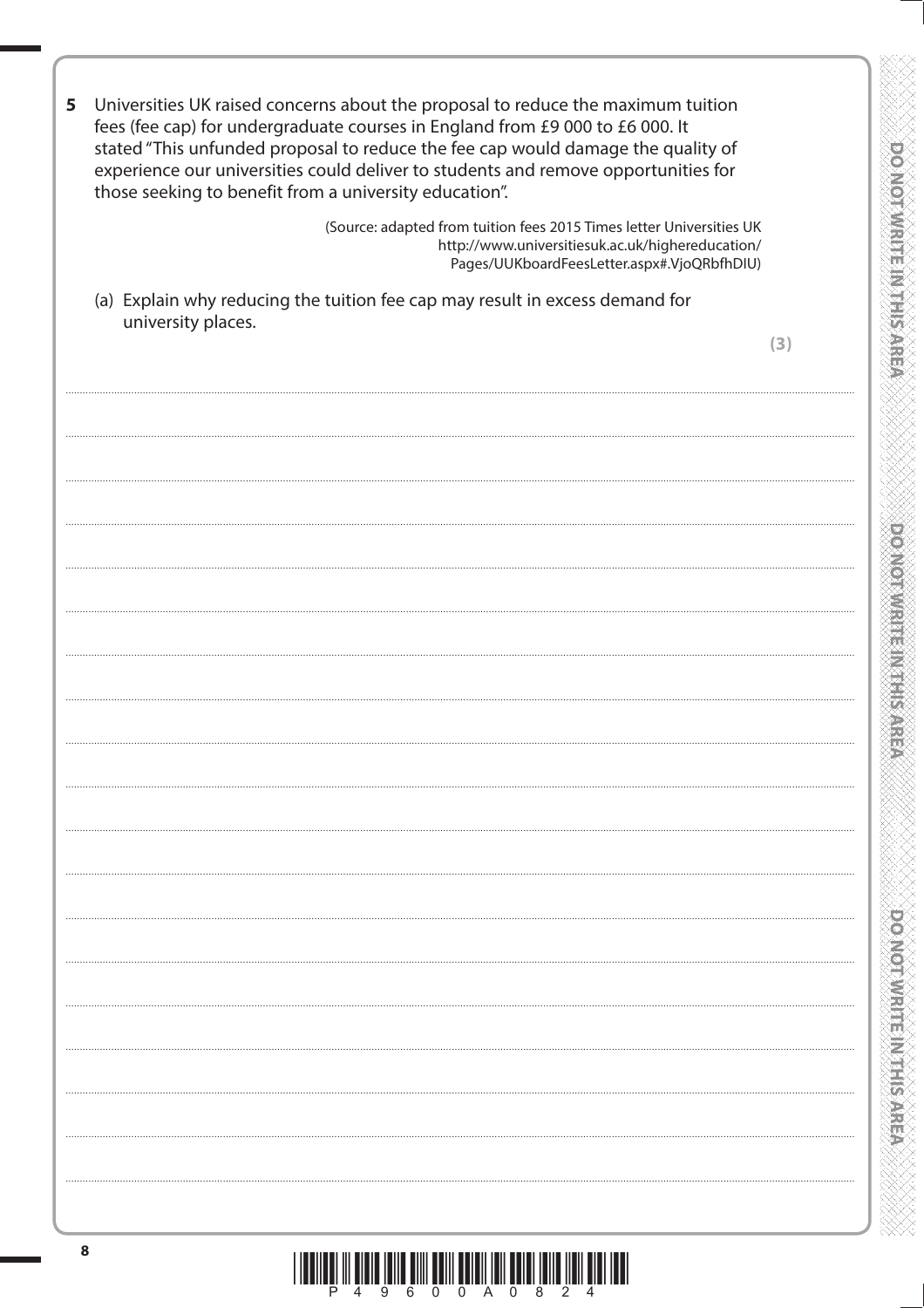**5** Universities UK raised concerns about the proposal to reduce the maximum tuition fees (fee cap) for undergraduate courses in England from £9 000 to £6 000. It stated "This unfunded proposal to reduce the fee cap would damage the quality of experience our universities could deliver to students and remove opportunities for those seeking to benefit from a university education".

(Source: adapted from tuition fees 2015 Times letter Universities UK http://www.universitiesuk.ac.uk/highereducation/Pages/UUKboardFeesLetter.aspx#.VjoQRbfhDIU)

(a) Explain why reducing the tuition fee cap may result in excess demand for university places.

**(3)**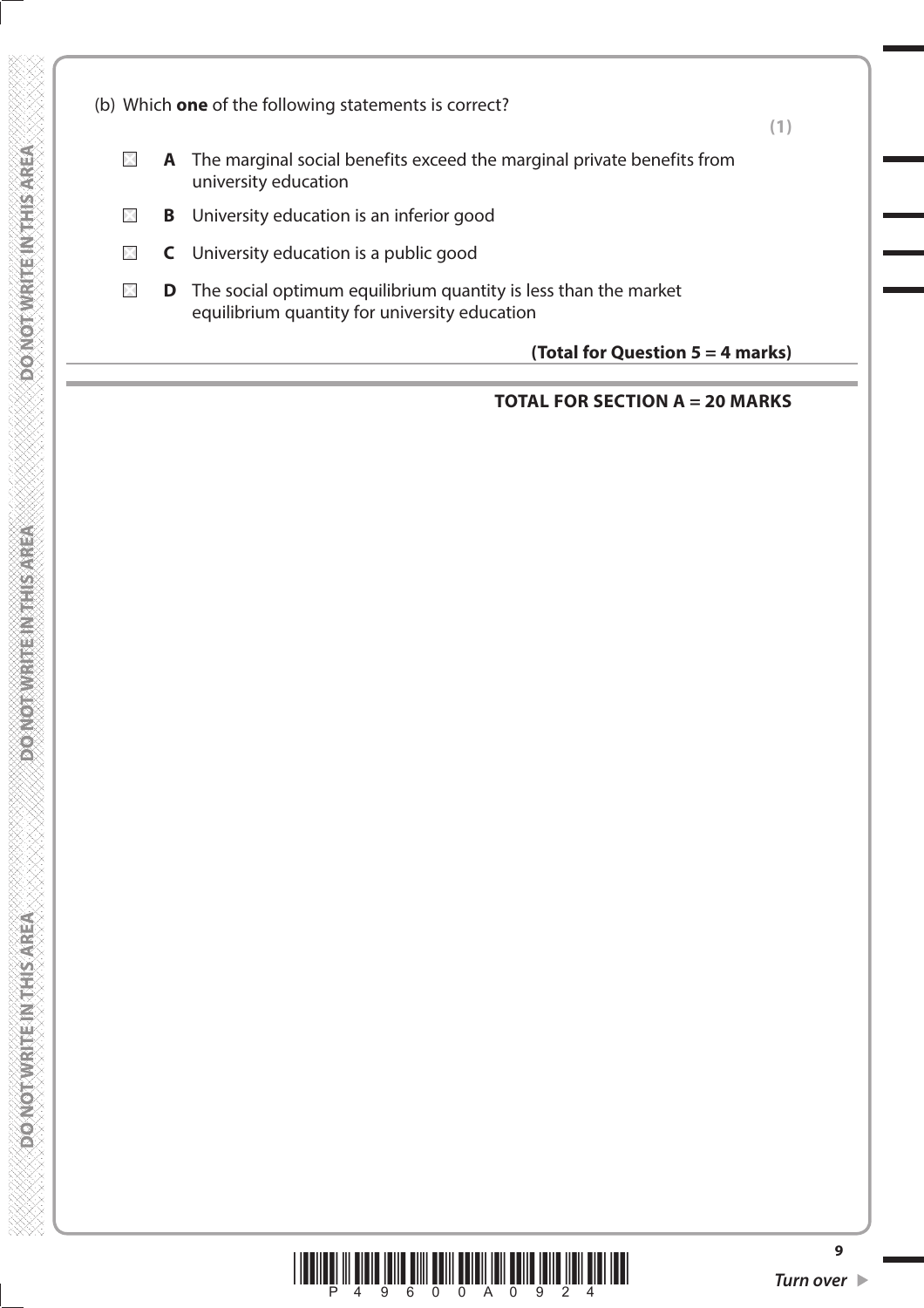(b) Which **one** of the following statements is correct?

**(1)**

☒ **A** The marginal social benefits exceed the marginal private benefits from university education

☒ **B** University education is an inferior good

☒ **C** University education is a public good

☒ **D** The social optimum equilibrium quantity is less than the market equilibrium quantity for university education

**(Total for Question 5 = 4 marks)**

**TOTAL FOR SECTION A = 20 MARKS**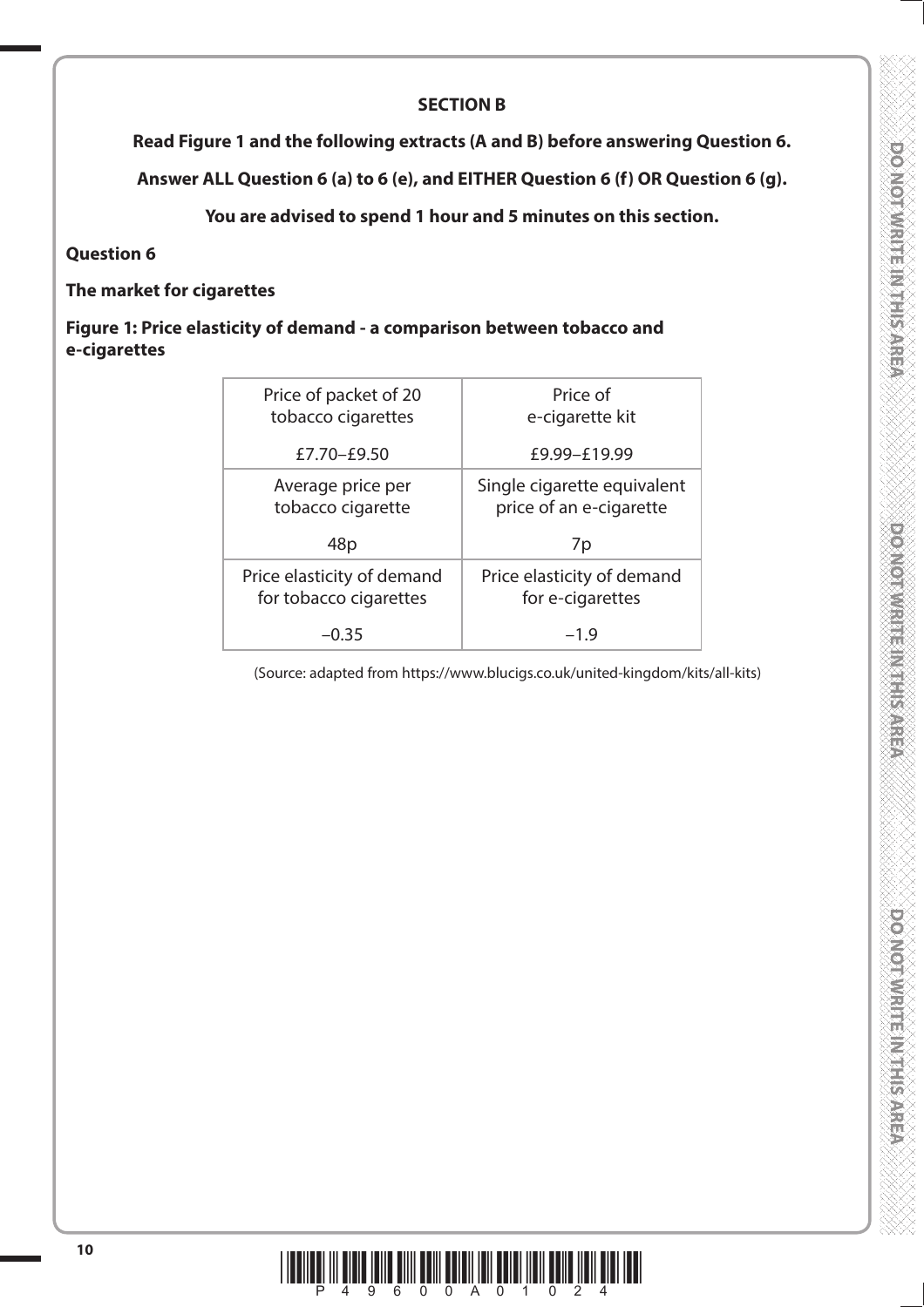**SECTION B**

**Read Figure 1 and the following extracts (A and B) before answering Question 6.**

**Answer ALL Question 6 (a) to 6 (e), and EITHER Question 6 (f) OR Question 6 (g).**

**You are advised to spend 1 hour and 5 minutes on this section.**

**Question 6**

**The market for cigarettes**

**Figure 1: Price elasticity of demand - a comparison between tobacco and e-cigarettes**

| | |
|---|---|
| Price of packet of 20 tobacco cigarettes<br>£7.70–£9.50 | Price of e-cigarette kit<br>£9.99–£19.99 |
| Average price per tobacco cigarette<br>48p | Single cigarette equivalent price of an e-cigarette<br>7p |
| Price elasticity of demand for tobacco cigarettes<br>–0.35 | Price elasticity of demand for e-cigarettes<br>–1.9 |

(Source: adapted from https://www.blucigs.co.uk/united-kingdom/kits/all-kits)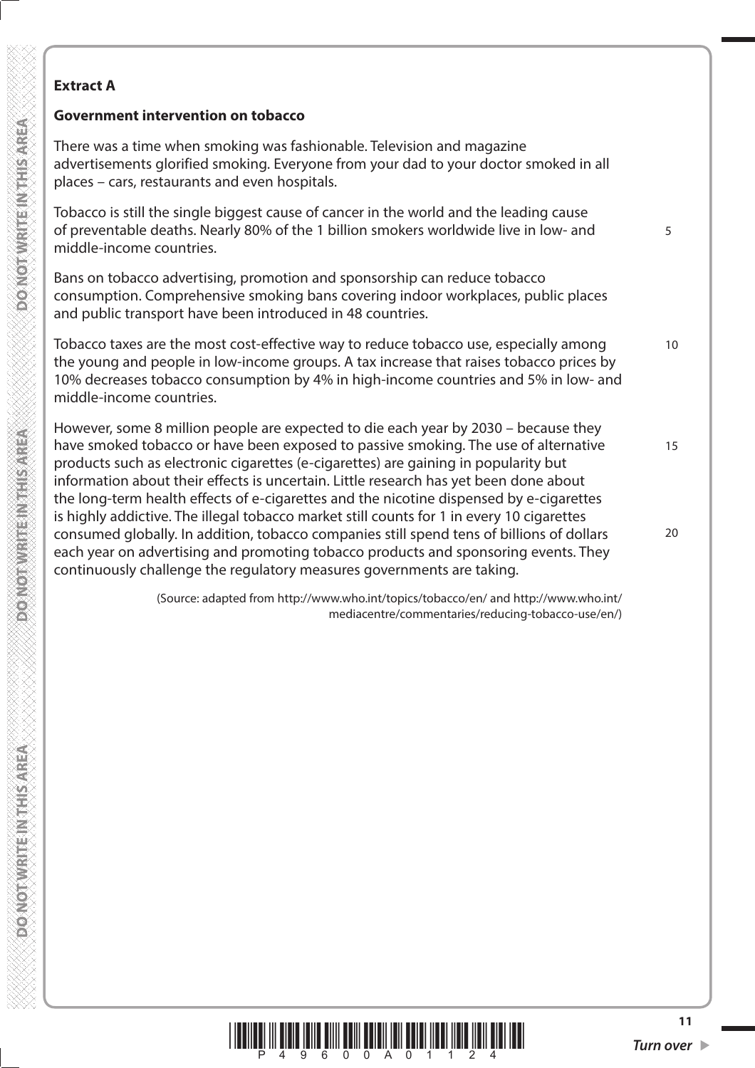**Extract A**

**Government intervention on tobacco**

There was a time when smoking was fashionable. Television and magazine advertisements glorified smoking. Everyone from your dad to your doctor smoked in all places – cars, restaurants and even hospitals.

Tobacco is still the single biggest cause of cancer in the world and the leading cause of preventable deaths. Nearly 80% of the 1 billion smokers worldwide live in low- and middle-income countries.

Bans on tobacco advertising, promotion and sponsorship can reduce tobacco consumption. Comprehensive smoking bans covering indoor workplaces, public places and public transport have been introduced in 48 countries.

Tobacco taxes are the most cost-effective way to reduce tobacco use, especially among the young and people in low-income groups. A tax increase that raises tobacco prices by 10% decreases tobacco consumption by 4% in high-income countries and 5% in low- and middle-income countries.

However, some 8 million people are expected to die each year by 2030 – because they have smoked tobacco or have been exposed to passive smoking. The use of alternative products such as electronic cigarettes (e-cigarettes) are gaining in popularity but information about their effects is uncertain. Little research has yet been done about the long-term health effects of e-cigarettes and the nicotine dispensed by e-cigarettes is highly addictive. The illegal tobacco market still counts for 1 in every 10 cigarettes consumed globally. In addition, tobacco companies still spend tens of billions of dollars each year on advertising and promoting tobacco products and sponsoring events. They continuously challenge the regulatory measures governments are taking.

(Source: adapted from http://www.who.int/topics/tobacco/en/ and http://www.who.int/mediacentre/commentaries/reducing-tobacco-use/en/)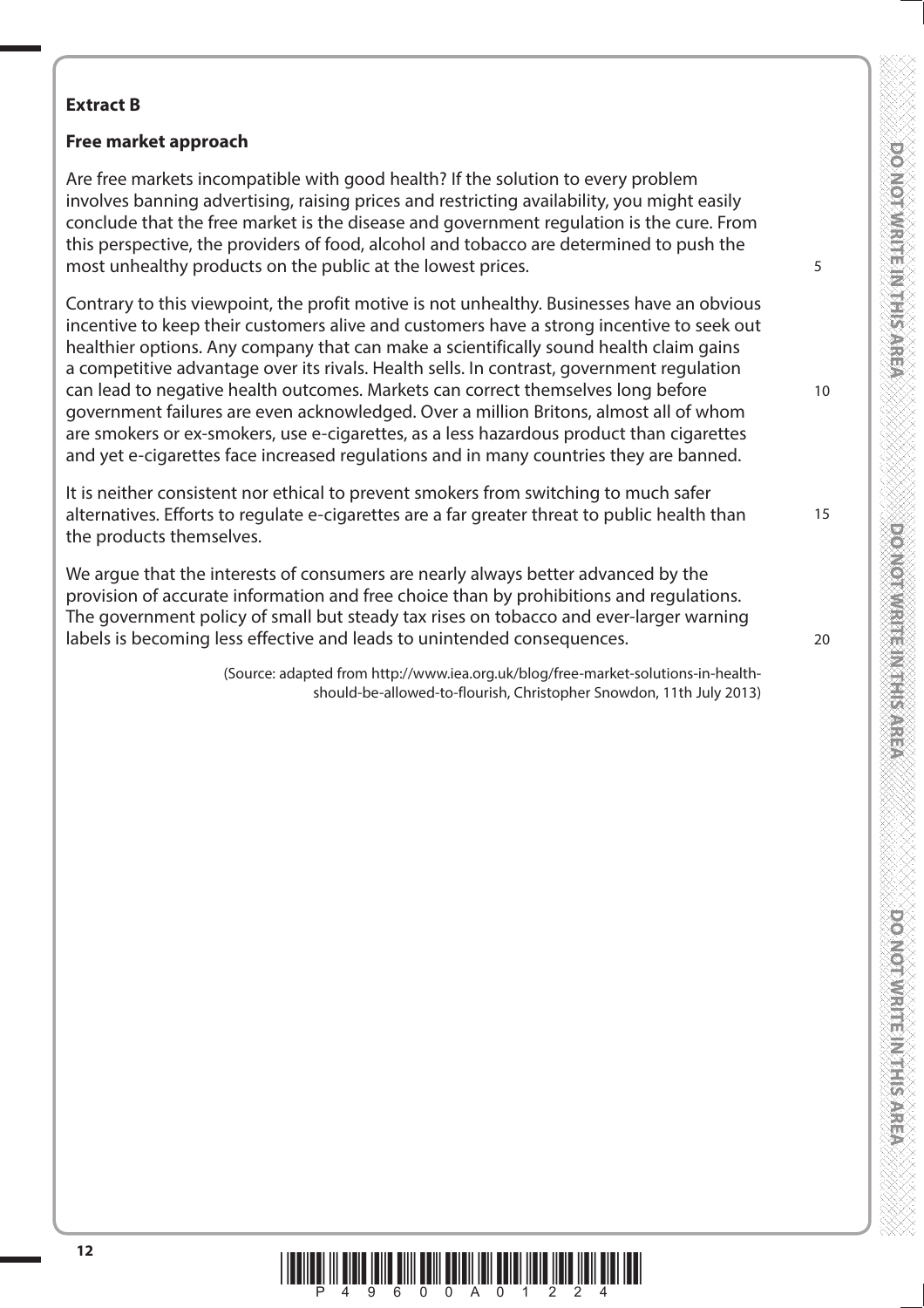**Extract B**

**Free market approach**

Are free markets incompatible with good health? If the solution to every problem involves banning advertising, raising prices and restricting availability, you might easily conclude that the free market is the disease and government regulation is the cure. From this perspective, the providers of food, alcohol and tobacco are determined to push the most unhealthy products on the public at the lowest prices.

Contrary to this viewpoint, the profit motive is not unhealthy. Businesses have an obvious incentive to keep their customers alive and customers have a strong incentive to seek out healthier options. Any company that can make a scientifically sound health claim gains a competitive advantage over its rivals. Health sells. In contrast, government regulation can lead to negative health outcomes. Markets can correct themselves long before government failures are even acknowledged. Over a million Britons, almost all of whom are smokers or ex-smokers, use e-cigarettes, as a less hazardous product than cigarettes and yet e-cigarettes face increased regulations and in many countries they are banned.

It is neither consistent nor ethical to prevent smokers from switching to much safer alternatives. Efforts to regulate e-cigarettes are a far greater threat to public health than the products themselves.

We argue that the interests of consumers are nearly always better advanced by the provision of accurate information and free choice than by prohibitions and regulations. The government policy of small but steady tax rises on tobacco and ever-larger warning labels is becoming less effective and leads to unintended consequences.

(Source: adapted from http://www.iea.org.uk/blog/free-market-solutions-in-health-should-be-allowed-to-flourish, Christopher Snowdon, 11th July 2013)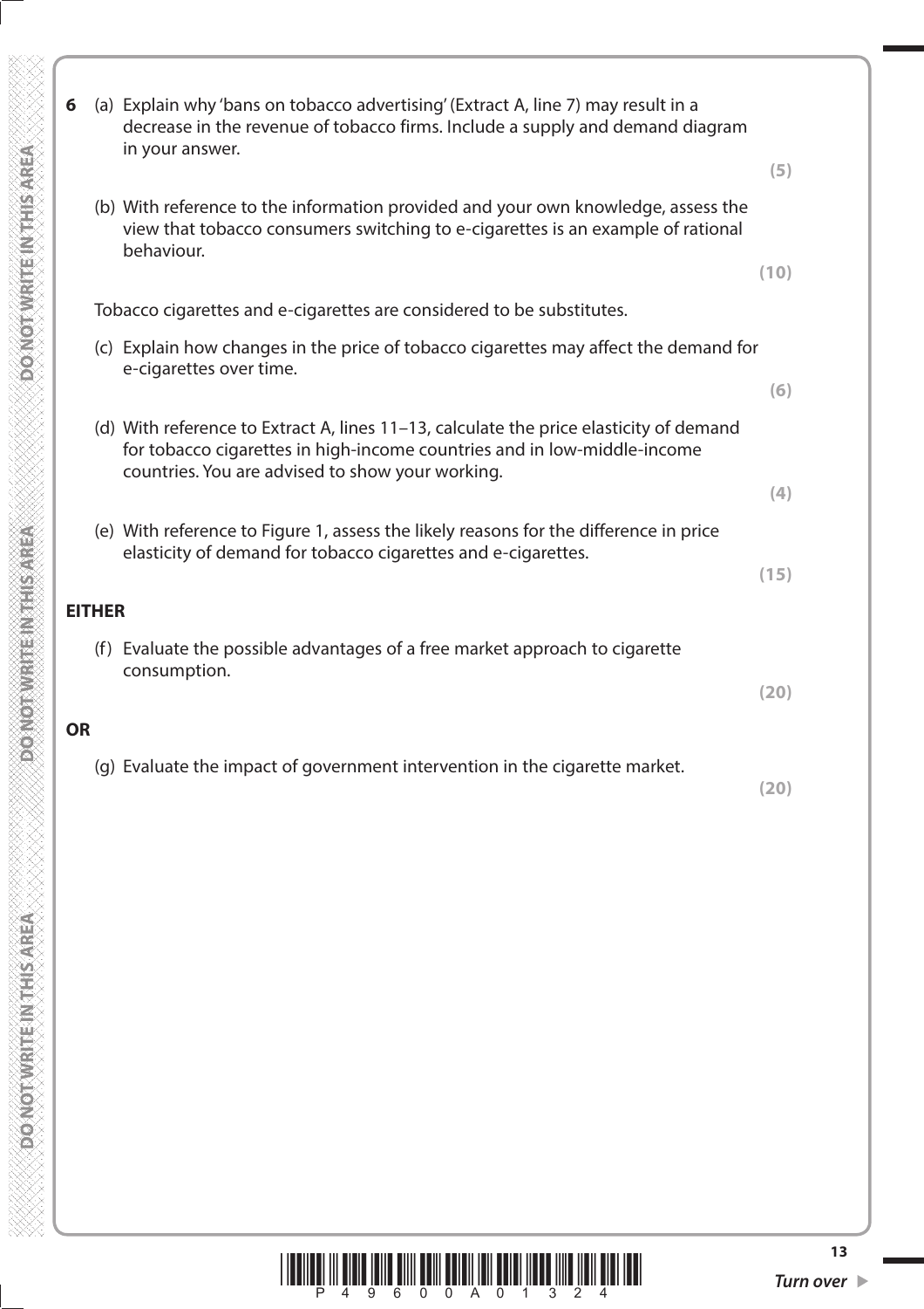**6** (a) Explain why 'bans on tobacco advertising' (Extract A, line 7) may result in a decrease in the revenue of tobacco firms. Include a supply and demand diagram in your answer.

**(5)**

(b) With reference to the information provided and your own knowledge, assess the view that tobacco consumers switching to e-cigarettes is an example of rational behaviour.

**(10)**

Tobacco cigarettes and e-cigarettes are considered to be substitutes.

(c) Explain how changes in the price of tobacco cigarettes may affect the demand for e-cigarettes over time.

**(6)**

(d) With reference to Extract A, lines 11–13, calculate the price elasticity of demand for tobacco cigarettes in high-income countries and in low-middle-income countries. You are advised to show your working.

**(4)**

(e) With reference to Figure 1, assess the likely reasons for the difference in price elasticity of demand for tobacco cigarettes and e-cigarettes.

**(15)**

**EITHER**

(f) Evaluate the possible advantages of a free market approach to cigarette consumption.

**(20)**

**OR**

(g) Evaluate the impact of government intervention in the cigarette market.

**(20)**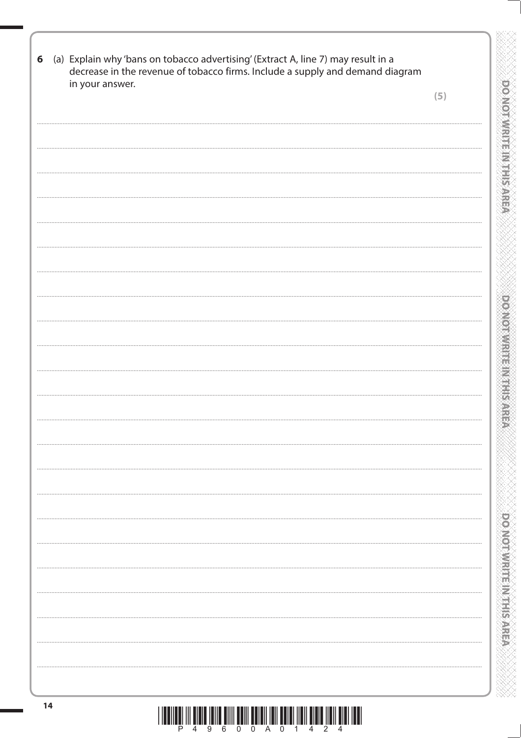**6** (a) Explain why 'bans on tobacco advertising' (Extract A, line 7) may result in a decrease in the revenue of tobacco firms. Include a supply and demand diagram in your answer.

**(5)**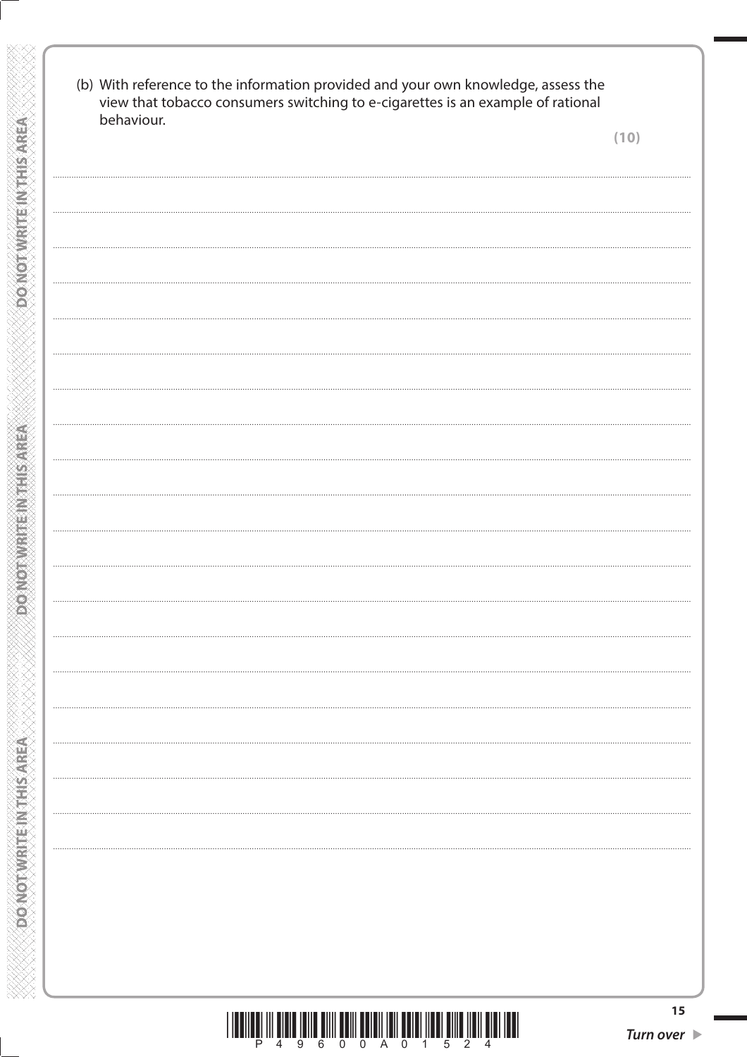(b) With reference to the information provided and your own knowledge, assess the view that tobacco consumers switching to e-cigarettes is an example of rational behaviour.

**(10)**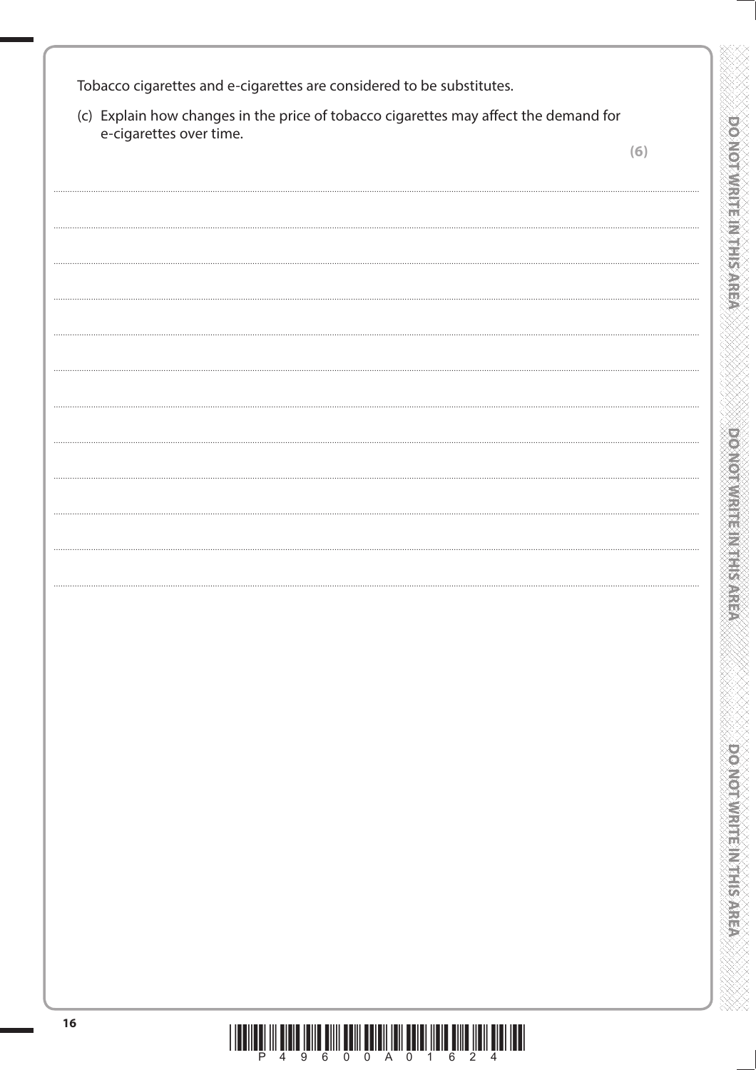Tobacco cigarettes and e-cigarettes are considered to be substitutes.

(c) Explain how changes in the price of tobacco cigarettes may affect the demand for e-cigarettes over time.

**(6)**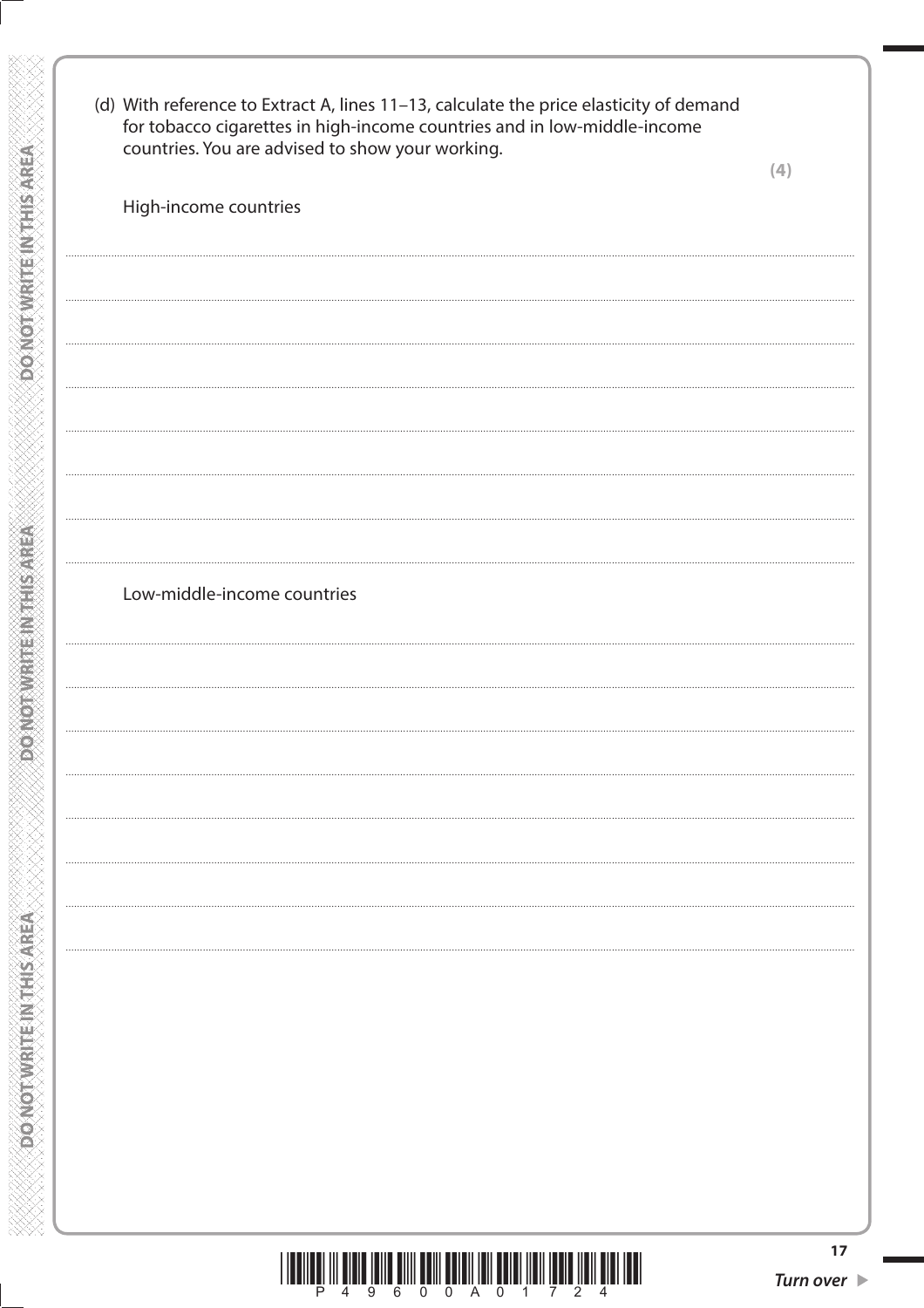(d) With reference to Extract A, lines 11–13, calculate the price elasticity of demand for tobacco cigarettes in high-income countries and in low-middle-income countries. You are advised to show your working.

**(4)**

High-income countries

Low-middle-income countries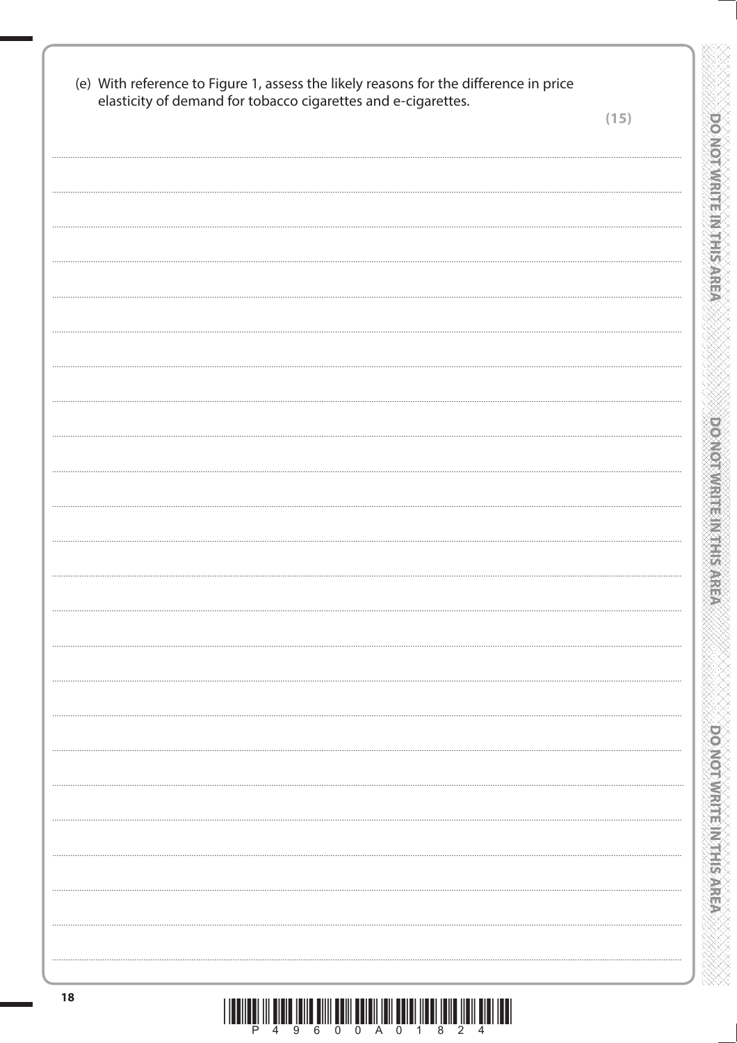(e) With reference to Figure 1, assess the likely reasons for the difference in price elasticity of demand for tobacco cigarettes and e-cigarettes.

**(15)**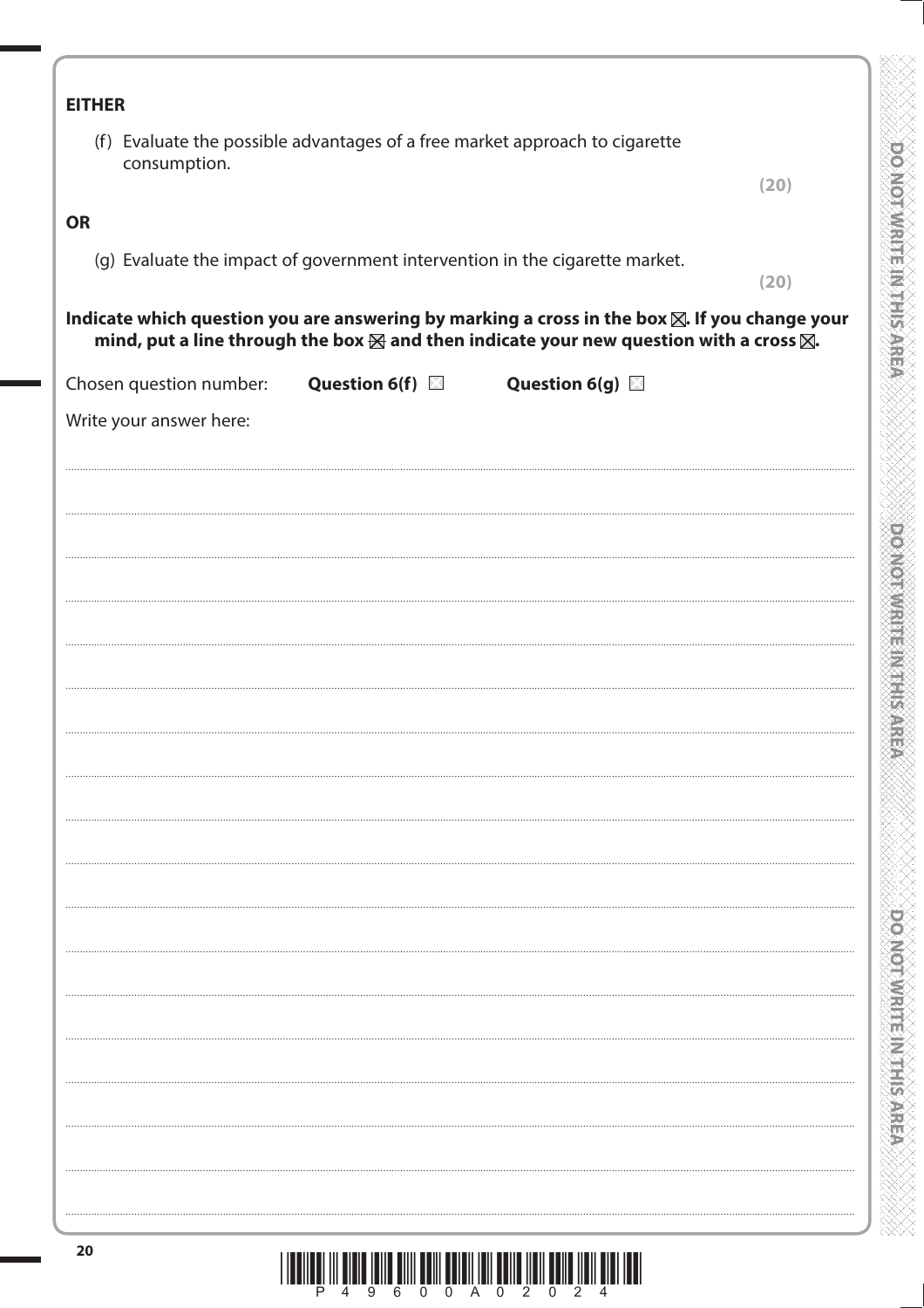**EITHER**

(f) Evaluate the possible advantages of a free market approach to cigarette consumption.

**(20)**

**OR**

(g) Evaluate the impact of government intervention in the cigarette market.

**(20)**

**Indicate which question you are answering by marking a cross in the box ☒. If you change your mind, put a line through the box ☒ and then indicate your new question with a cross ☒.**

Chosen question number: **Question 6(f)** ☐ **Question 6(g)** ☐

Write your answer here: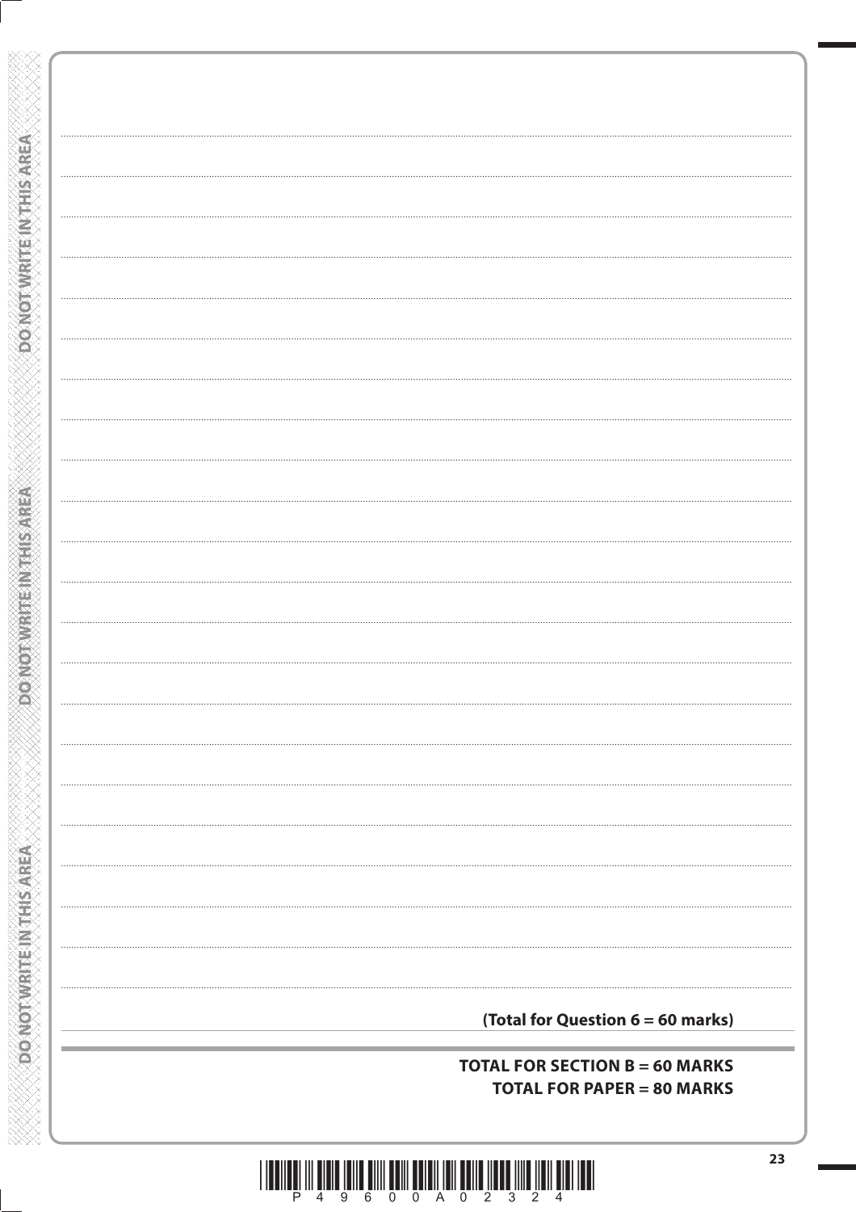**(Total for Question 6 = 60 marks)**

**TOTAL FOR SECTION B = 60 MARKS**
**TOTAL FOR PAPER = 80 MARKS**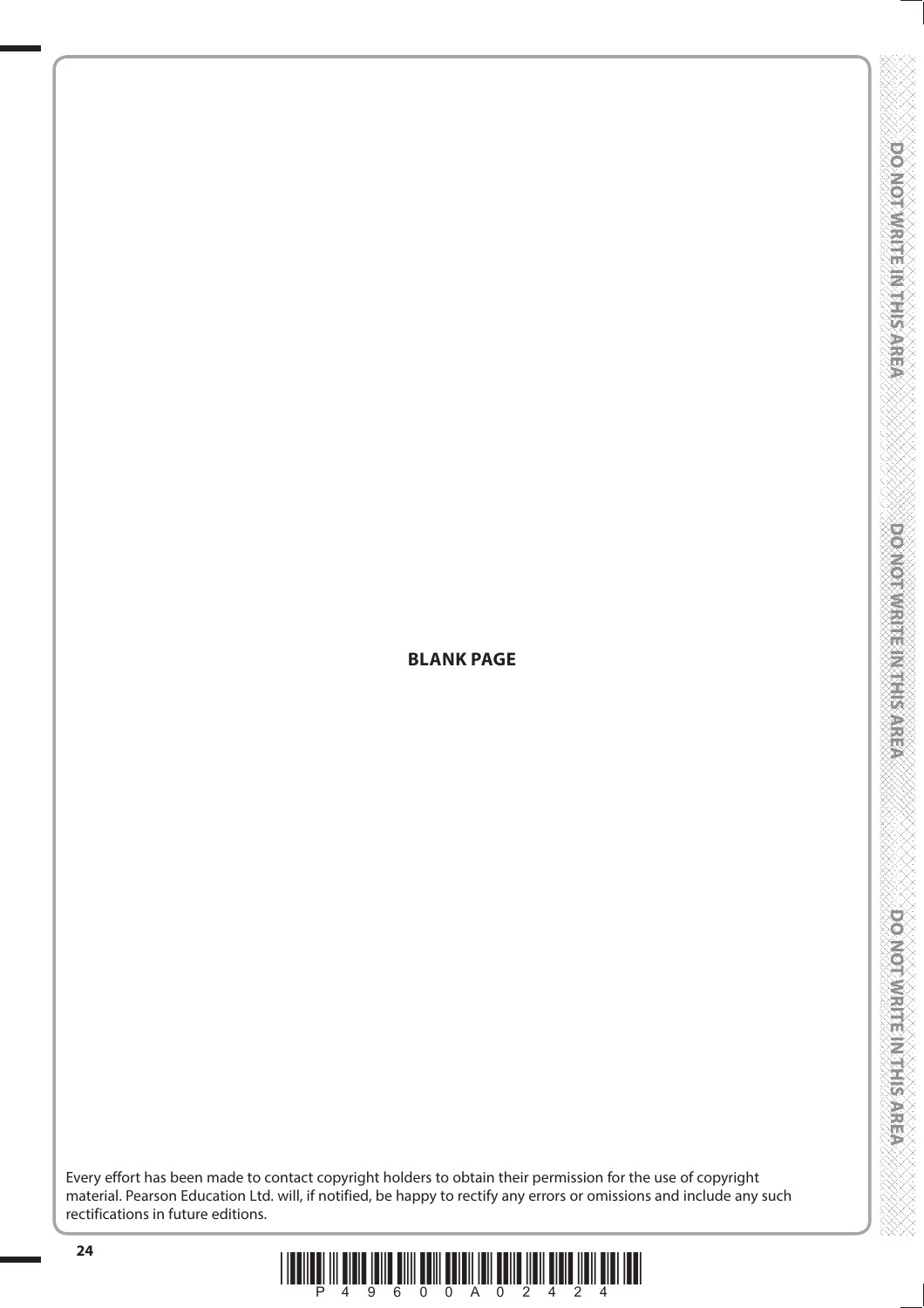**BLANK PAGE**

Every effort has been made to contact copyright holders to obtain their permission for the use of copyright material. Pearson Education Ltd. will, if notified, be happy to rectify any errors or omissions and include any such rectifications in future editions.